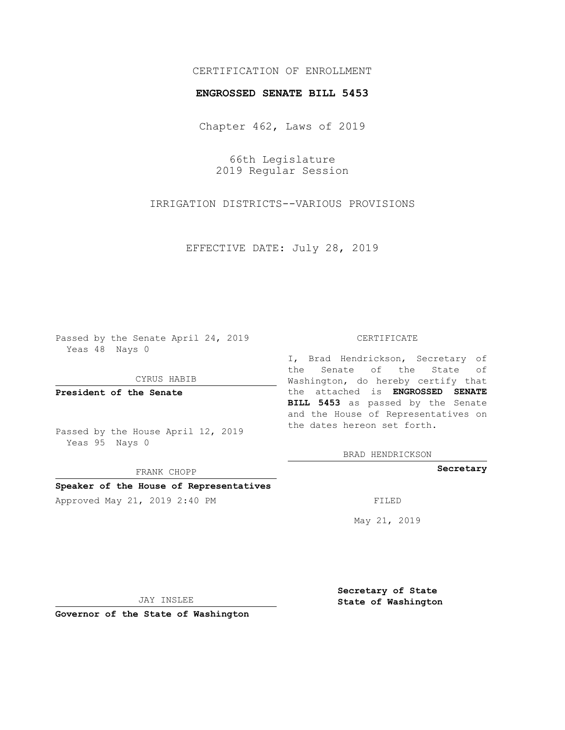CERTIFICATION OF ENROLLMENT

**ENGROSSED SENATE BILL 5453**

Chapter 462, Laws of 2019

66th Legislature
2019 Regular Session

IRRIGATION DISTRICTS--VARIOUS PROVISIONS

EFFECTIVE DATE: July 28, 2019

Passed by the Senate April 24, 2019
Yeas 48 Nays 0

CYRUS HABIB

**President of the Senate**

Passed by the House April 12, 2019
Yeas 95 Nays 0

FRANK CHOPP

**Speaker of the House of Representatives**

Approved May 21, 2019 2:40 PM

JAY INSLEE

**Governor of the State of Washington**

CERTIFICATE

I, Brad Hendrickson, Secretary of the Senate of the State of Washington, do hereby certify that the attached is **ENGROSSED SENATE BILL 5453** as passed by the Senate and the House of Representatives on the dates hereon set forth.

BRAD HENDRICKSON

**Secretary**

FILED

May 21, 2019

**Secretary of State**
**State of Washington**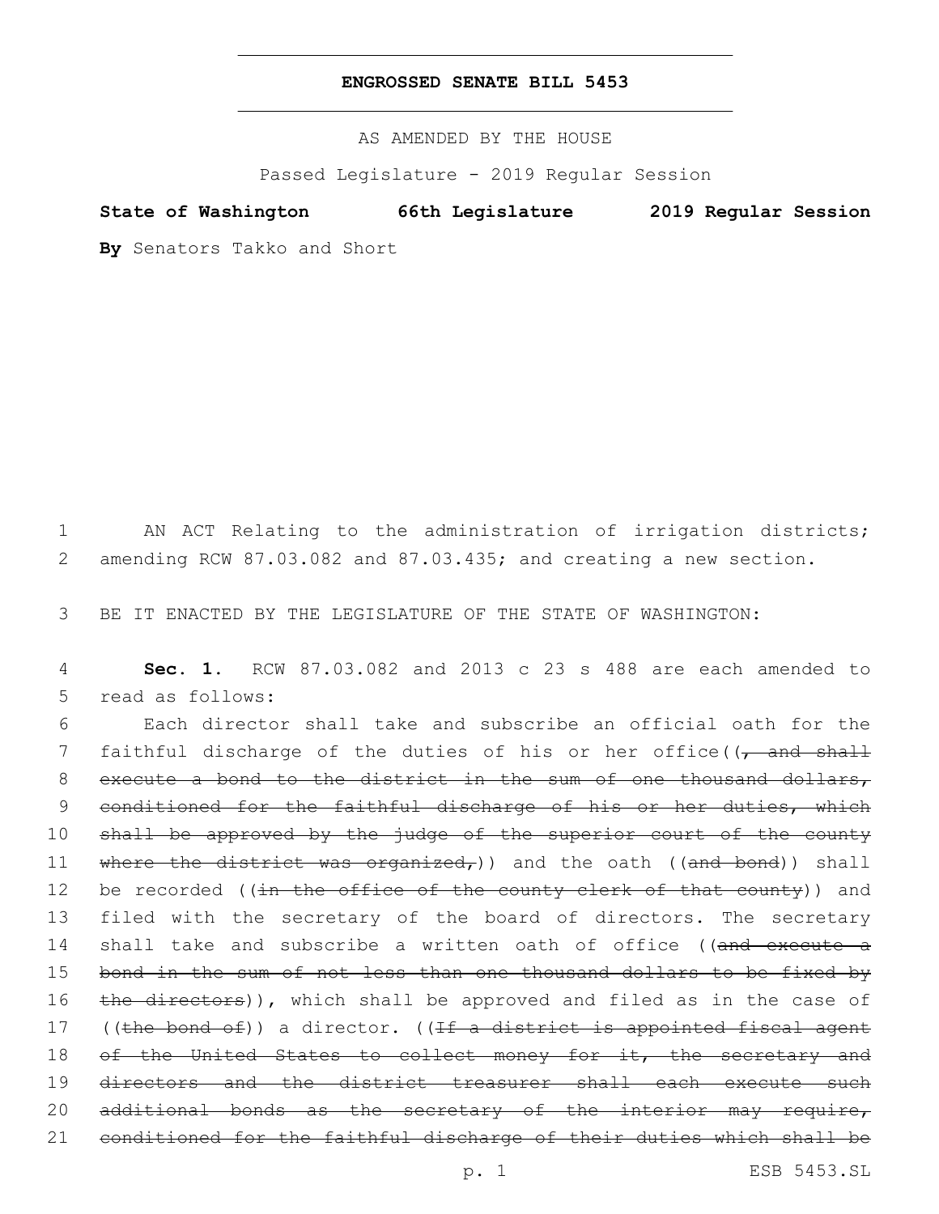# ENGROSSED SENATE BILL 5453

AS AMENDED BY THE HOUSE

Passed Legislature - 2019 Regular Session

**State of Washington 66th Legislature 2019 Regular Session**

**By** Senators Takko and Short

AN ACT Relating to the administration of irrigation districts; amending RCW 87.03.082 and 87.03.435; and creating a new section.

BE IT ENACTED BY THE LEGISLATURE OF THE STATE OF WASHINGTON:

**Sec. 1.** RCW 87.03.082 and 2013 c 23 s 488 are each amended to read as follows:

Each director shall take and subscribe an official oath for the faithful discharge of the duties of his or her office((~~, and shall execute a bond to the district in the sum of one thousand dollars, conditioned for the faithful discharge of his or her duties, which shall be approved by the judge of the superior court of the county where the district was organized,~~)) and the oath ((~~and bond~~)) shall be recorded ((~~in the office of the county clerk of that county~~)) and filed with the secretary of the board of directors. The secretary shall take and subscribe a written oath of office ((~~and execute a bond in the sum of not less than one thousand dollars to be fixed by the directors~~)), which shall be approved and filed as in the case of ((~~the bond of~~)) a director. ((~~If a district is appointed fiscal agent of the United States to collect money for it, the secretary and directors and the district treasurer shall each execute such additional bonds as the secretary of the interior may require, conditioned for the faithful discharge of their duties which shall be~~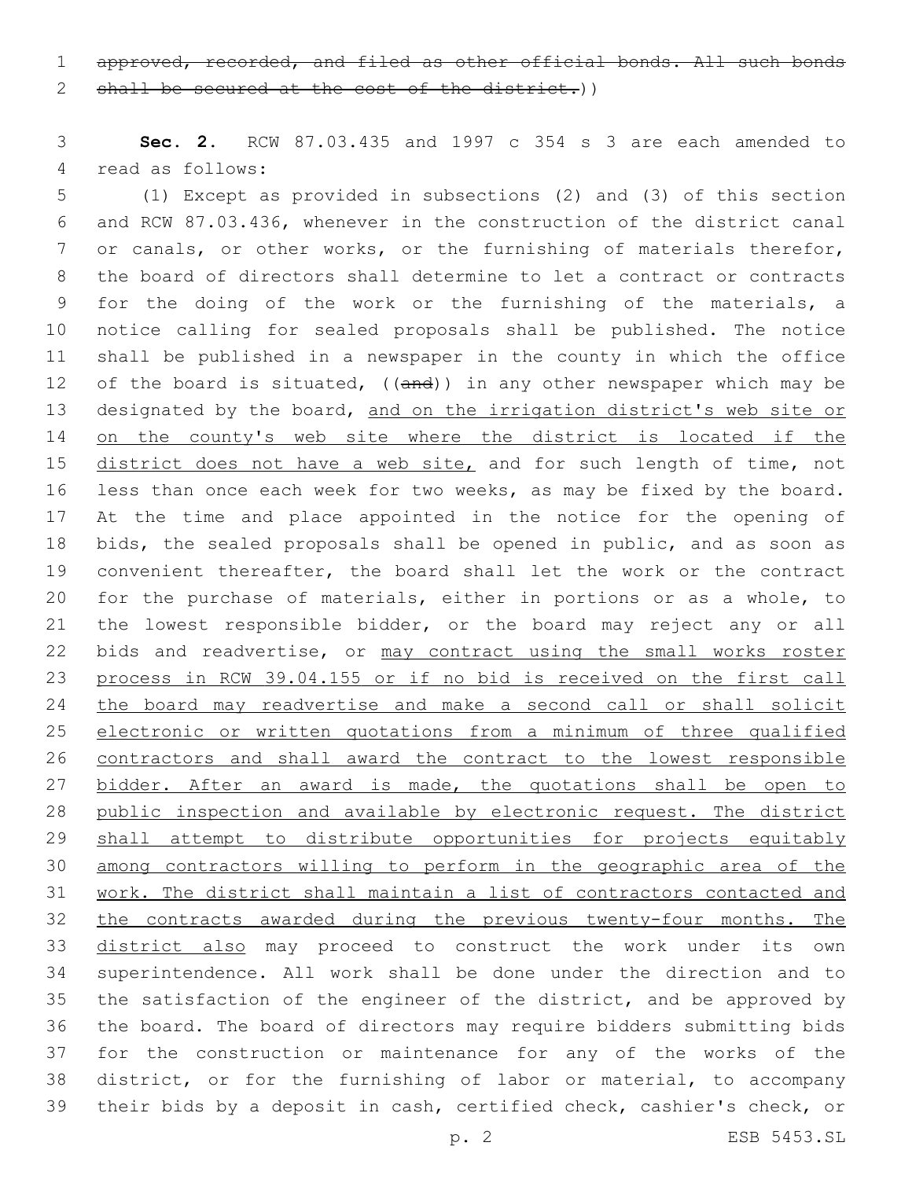~~approved, recorded, and filed as other official bonds. All such bonds shall be secured at the cost of the district.~~))

**Sec. 2.** RCW 87.03.435 and 1997 c 354 s 3 are each amended to read as follows:

(1) Except as provided in subsections (2) and (3) of this section and RCW 87.03.436, whenever in the construction of the district canal or canals, or other works, or the furnishing of materials therefor, the board of directors shall determine to let a contract or contracts for the doing of the work or the furnishing of the materials, a notice calling for sealed proposals shall be published. The notice shall be published in a newspaper in the county in which the office of the board is situated, ((~~and~~)) in any other newspaper which may be designated by the board, <u>and on the irrigation district's web site or on the county's web site where the district is located if the district does not have a web site,</u> and for such length of time, not less than once each week for two weeks, as may be fixed by the board. At the time and place appointed in the notice for the opening of bids, the sealed proposals shall be opened in public, and as soon as convenient thereafter, the board shall let the work or the contract for the purchase of materials, either in portions or as a whole, to the lowest responsible bidder, or the board may reject any or all bids and readvertise, or <u>may contract using the small works roster process in RCW 39.04.155 or if no bid is received on the first call the board may readvertise and make a second call or shall solicit electronic or written quotations from a minimum of three qualified contractors and shall award the contract to the lowest responsible bidder. After an award is made, the quotations shall be open to public inspection and available by electronic request. The district shall attempt to distribute opportunities for projects equitably among contractors willing to perform in the geographic area of the work. The district shall maintain a list of contractors contacted and the contracts awarded during the previous twenty-four months. The district also</u> may proceed to construct the work under its own superintendence. All work shall be done under the direction and to the satisfaction of the engineer of the district, and be approved by the board. The board of directors may require bidders submitting bids for the construction or maintenance for any of the works of the district, or for the furnishing of labor or material, to accompany their bids by a deposit in cash, certified check, cashier's check, or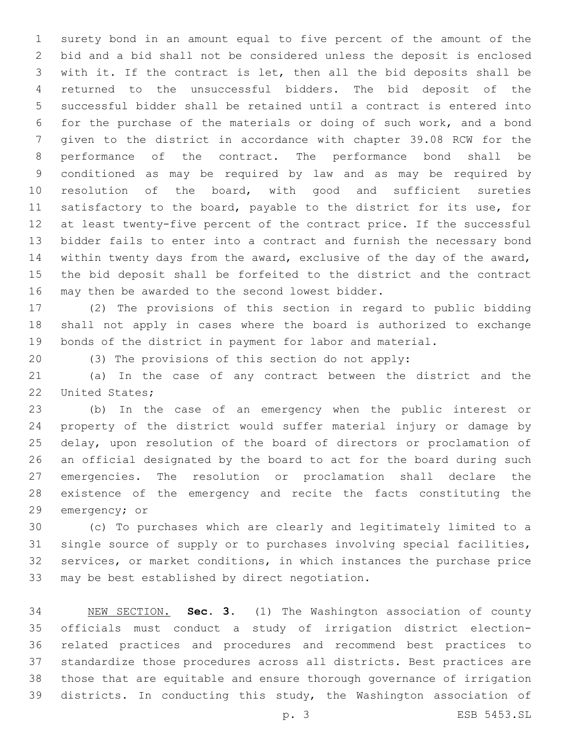surety bond in an amount equal to five percent of the amount of the bid and a bid shall not be considered unless the deposit is enclosed with it. If the contract is let, then all the bid deposits shall be returned to the unsuccessful bidders. The bid deposit of the successful bidder shall be retained until a contract is entered into for the purchase of the materials or doing of such work, and a bond given to the district in accordance with chapter 39.08 RCW for the performance of the contract. The performance bond shall be conditioned as may be required by law and as may be required by resolution of the board, with good and sufficient sureties satisfactory to the board, payable to the district for its use, for at least twenty-five percent of the contract price. If the successful bidder fails to enter into a contract and furnish the necessary bond within twenty days from the award, exclusive of the day of the award, the bid deposit shall be forfeited to the district and the contract may then be awarded to the second lowest bidder.

(2) The provisions of this section in regard to public bidding shall not apply in cases where the board is authorized to exchange bonds of the district in payment for labor and material.

(3) The provisions of this section do not apply:

(a) In the case of any contract between the district and the United States;

(b) In the case of an emergency when the public interest or property of the district would suffer material injury or damage by delay, upon resolution of the board of directors or proclamation of an official designated by the board to act for the board during such emergencies. The resolution or proclamation shall declare the existence of the emergency and recite the facts constituting the emergency; or

(c) To purchases which are clearly and legitimately limited to a single source of supply or to purchases involving special facilities, services, or market conditions, in which instances the purchase price may be best established by direct negotiation.

NEW SECTION. **Sec. 3.** (1) The Washington association of county officials must conduct a study of irrigation district election-related practices and procedures and recommend best practices to standardize those procedures across all districts. Best practices are those that are equitable and ensure thorough governance of irrigation districts. In conducting this study, the Washington association of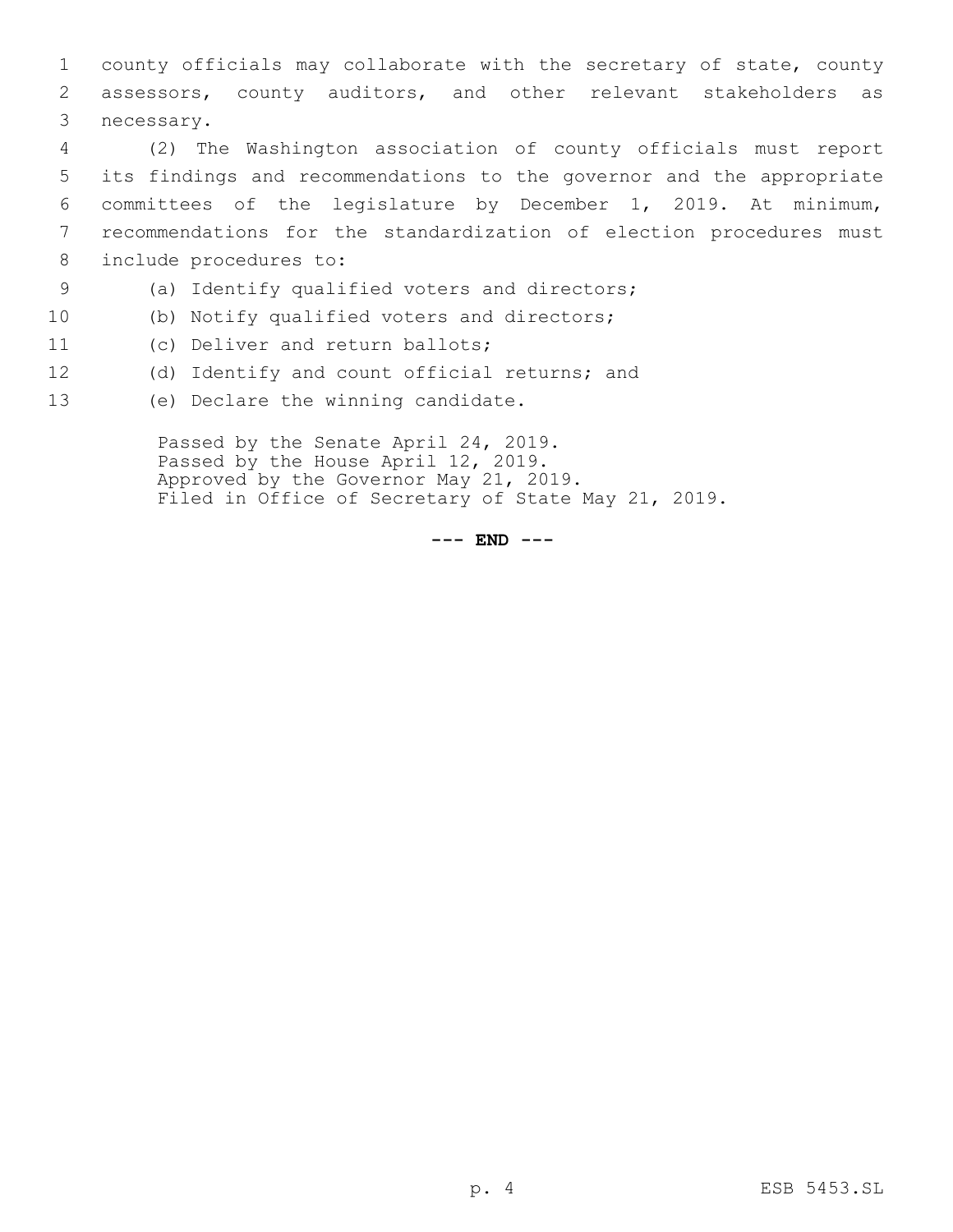county officials may collaborate with the secretary of state, county assessors, county auditors, and other relevant stakeholders as necessary.

(2) The Washington association of county officials must report its findings and recommendations to the governor and the appropriate committees of the legislature by December 1, 2019. At minimum, recommendations for the standardization of election procedures must include procedures to:

(a) Identify qualified voters and directors;

(b) Notify qualified voters and directors;

(c) Deliver and return ballots;

(d) Identify and count official returns; and

(e) Declare the winning candidate.

Passed by the Senate April 24, 2019.
Passed by the House April 12, 2019.
Approved by the Governor May 21, 2019.
Filed in Office of Secretary of State May 21, 2019.

**--- END ---**